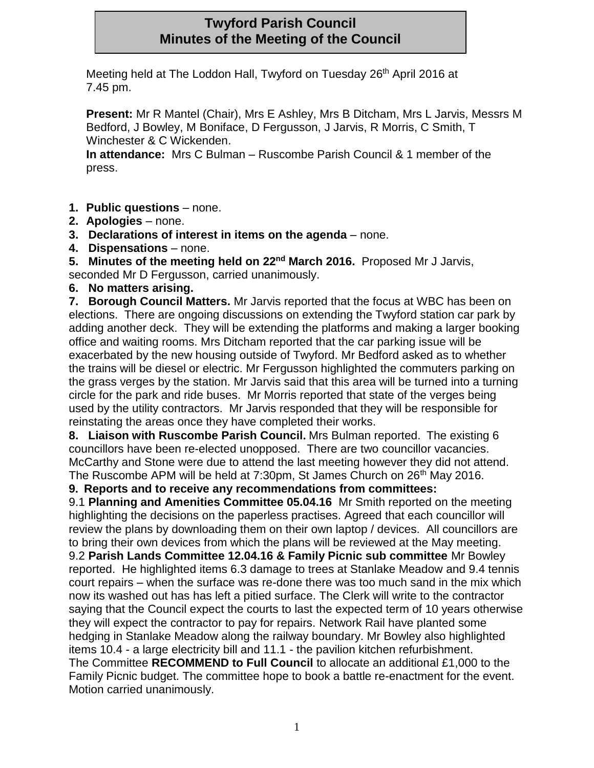# Twyford Parish Council
# Minutes of the Meeting of the Council

Meeting held at The Loddon Hall, Twyford on Tuesday 26th April 2016 at 7.45 pm.

**Present:** Mr R Mantel (Chair), Mrs E Ashley, Mrs B Ditcham, Mrs L Jarvis, Messrs M Bedford, J Bowley, M Boniface, D Fergusson, J Jarvis, R Morris, C Smith, T Winchester & C Wickenden.
**In attendance:** Mrs C Bulman – Ruscombe Parish Council & 1 member of the press.

1. **Public questions** – none.
2. **Apologies** – none.
3. **Declarations of interest in items on the agenda** – none.
4. **Dispensations** – none.
5. **Minutes of the meeting held on 22nd March 2016.** Proposed Mr J Jarvis, seconded Mr D Fergusson, carried unanimously.
6. **No matters arising.**
7. **Borough Council Matters.** Mr Jarvis reported that the focus at WBC has been on elections. There are ongoing discussions on extending the Twyford station car park by adding another deck. They will be extending the platforms and making a larger booking office and waiting rooms. Mrs Ditcham reported that the car parking issue will be exacerbated by the new housing outside of Twyford. Mr Bedford asked as to whether the trains will be diesel or electric. Mr Fergusson highlighted the commuters parking on the grass verges by the station. Mr Jarvis said that this area will be turned into a turning circle for the park and ride buses. Mr Morris reported that state of the verges being used by the utility contractors. Mr Jarvis responded that they will be responsible for reinstating the areas once they have completed their works.
8. **Liaison with Ruscombe Parish Council.** Mrs Bulman reported. The existing 6 councillors have been re-elected unopposed. There are two councillor vacancies. McCarthy and Stone were due to attend the last meeting however they did not attend. The Ruscombe APM will be held at 7:30pm, St James Church on 26th May 2016.
9. **Reports and to receive any recommendations from committees:**

9.1 **Planning and Amenities Committee 05.04.16** Mr Smith reported on the meeting highlighting the decisions on the paperless practises. Agreed that each councillor will review the plans by downloading them on their own laptop / devices. All councillors are to bring their own devices from which the plans will be reviewed at the May meeting.

9.2 **Parish Lands Committee 12.04.16 & Family Picnic sub committee** Mr Bowley reported. He highlighted items 6.3 damage to trees at Stanlake Meadow and 9.4 tennis court repairs – when the surface was re-done there was too much sand in the mix which now its washed out has has left a pitied surface. The Clerk will write to the contractor saying that the Council expect the courts to last the expected term of 10 years otherwise they will expect the contractor to pay for repairs. Network Rail have planted some hedging in Stanlake Meadow along the railway boundary. Mr Bowley also highlighted items 10.4 - a large electricity bill and 11.1 - the pavilion kitchen refurbishment.
The Committee **RECOMMEND to Full Council** to allocate an additional £1,000 to the Family Picnic budget. The committee hope to book a battle re-enactment for the event. Motion carried unanimously.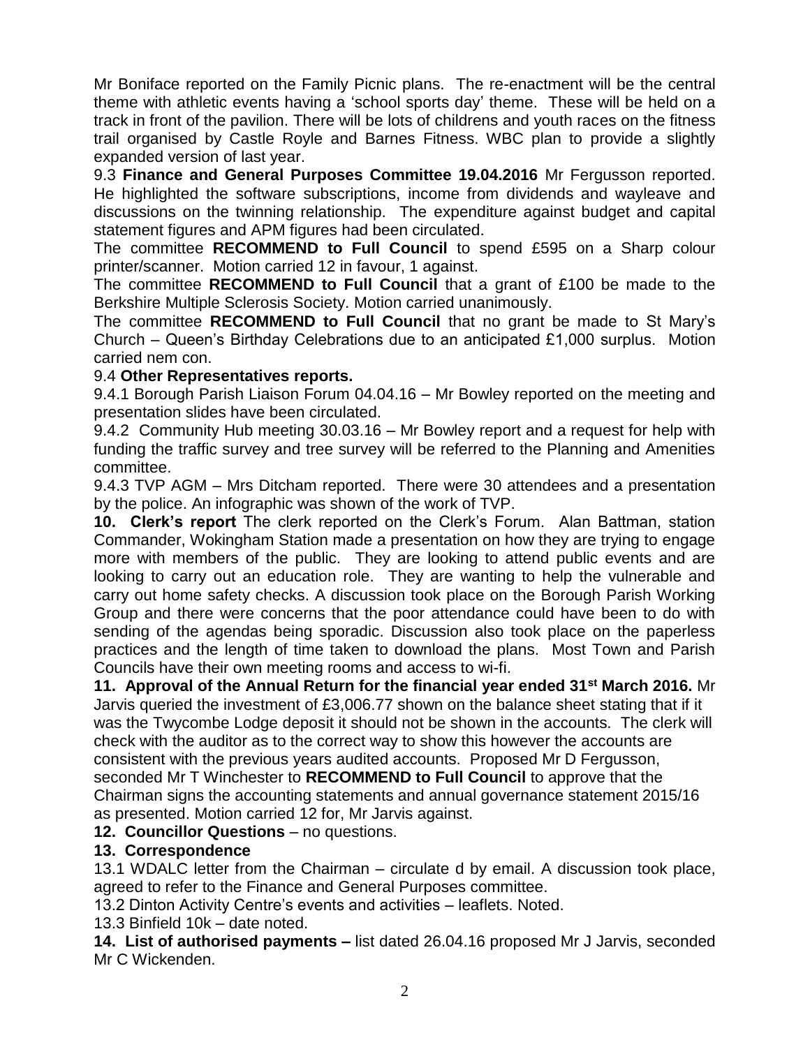Mr Boniface reported on the Family Picnic plans. The re-enactment will be the central theme with athletic events having a 'school sports day' theme. These will be held on a track in front of the pavilion. There will be lots of childrens and youth races on the fitness trail organised by Castle Royle and Barnes Fitness. WBC plan to provide a slightly expanded version of last year.

9.3 **Finance and General Purposes Committee 19.04.2016** Mr Fergusson reported. He highlighted the software subscriptions, income from dividends and wayleave and discussions on the twinning relationship. The expenditure against budget and capital statement figures and APM figures had been circulated.

The committee **RECOMMEND to Full Council** to spend £595 on a Sharp colour printer/scanner. Motion carried 12 in favour, 1 against.

The committee **RECOMMEND to Full Council** that a grant of £100 be made to the Berkshire Multiple Sclerosis Society. Motion carried unanimously.

The committee **RECOMMEND to Full Council** that no grant be made to St Mary's Church – Queen's Birthday Celebrations due to an anticipated £1,000 surplus. Motion carried nem con.

9.4 **Other Representatives reports.**

9.4.1 Borough Parish Liaison Forum 04.04.16 – Mr Bowley reported on the meeting and presentation slides have been circulated.

9.4.2 Community Hub meeting 30.03.16 – Mr Bowley report and a request for help with funding the traffic survey and tree survey will be referred to the Planning and Amenities committee.

9.4.3 TVP AGM – Mrs Ditcham reported. There were 30 attendees and a presentation by the police. An infographic was shown of the work of TVP.

**10. Clerk's report** The clerk reported on the Clerk's Forum. Alan Battman, station Commander, Wokingham Station made a presentation on how they are trying to engage more with members of the public. They are looking to attend public events and are looking to carry out an education role. They are wanting to help the vulnerable and carry out home safety checks. A discussion took place on the Borough Parish Working Group and there were concerns that the poor attendance could have been to do with sending of the agendas being sporadic. Discussion also took place on the paperless practices and the length of time taken to download the plans. Most Town and Parish Councils have their own meeting rooms and access to wi-fi.

**11. Approval of the Annual Return for the financial year ended 31st March 2016.** Mr Jarvis queried the investment of £3,006.77 shown on the balance sheet stating that if it was the Twycombe Lodge deposit it should not be shown in the accounts. The clerk will check with the auditor as to the correct way to show this however the accounts are consistent with the previous years audited accounts. Proposed Mr D Fergusson, seconded Mr T Winchester to **RECOMMEND to Full Council** to approve that the Chairman signs the accounting statements and annual governance statement 2015/16 as presented. Motion carried 12 for, Mr Jarvis against.

**12. Councillor Questions** – no questions.

**13. Correspondence**

13.1 WDALC letter from the Chairman – circulate d by email. A discussion took place, agreed to refer to the Finance and General Purposes committee.

13.2 Dinton Activity Centre's events and activities – leaflets. Noted.

13.3 Binfield 10k – date noted.

**14. List of authorised payments –** list dated 26.04.16 proposed Mr J Jarvis, seconded Mr C Wickenden.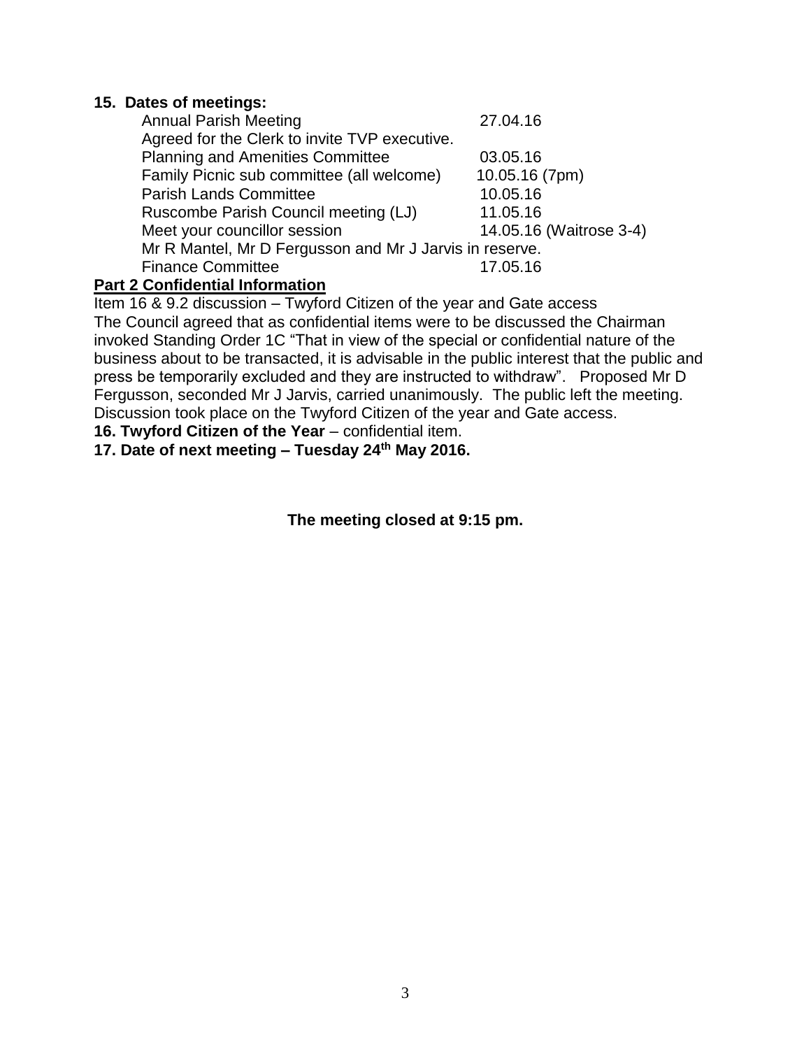**15. Dates of meetings:**

| | |
|---|---|
| Annual Parish Meeting | 27.04.16 |
| Agreed for the Clerk to invite TVP executive. | |
| Planning and Amenities Committee | 03.05.16 |
| Family Picnic sub committee (all welcome) | 10.05.16 (7pm) |
| Parish Lands Committee | 10.05.16 |
| Ruscombe Parish Council meeting (LJ) | 11.05.16 |
| Meet your councillor session | 14.05.16 (Waitrose 3-4) |
| Mr R Mantel, Mr D Fergusson and Mr J Jarvis in reserve. | |
| Finance Committee | 17.05.16 |

**Part 2 Confidential Information**

Item 16 & 9.2 discussion – Twyford Citizen of the year and Gate access
The Council agreed that as confidential items were to be discussed the Chairman invoked Standing Order 1C "That in view of the special or confidential nature of the business about to be transacted, it is advisable in the public interest that the public and press be temporarily excluded and they are instructed to withdraw". Proposed Mr D Fergusson, seconded Mr J Jarvis, carried unanimously. The public left the meeting. Discussion took place on the Twyford Citizen of the year and Gate access.

**16. Twyford Citizen of the Year** – confidential item.

**17. Date of next meeting – Tuesday 24th May 2016.**

**The meeting closed at 9:15 pm.**